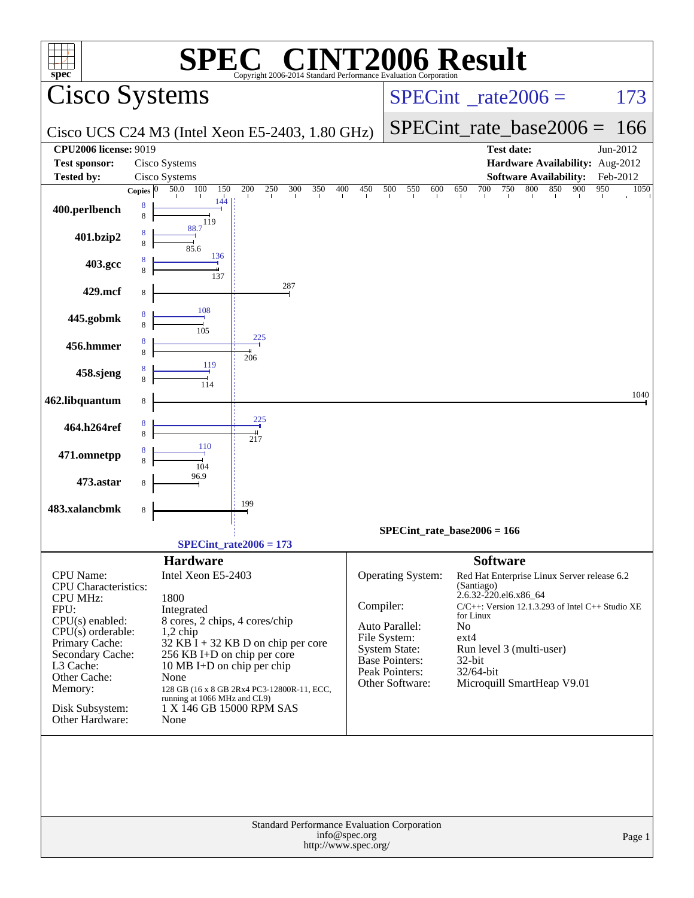# SPEC CINT2006 Result

Copyright 2006-2014 Standard Performance Evaluation Corporation

## Cisco Systems

Cisco UCS C24 M3 (Intel Xeon E5-2403, 1.80 GHz)

SPECint_rate2006 = 173

SPECint_rate_base2006 = 166

| | | | |
|---|---|---|---|
| **CPU2006 license:** 9019 | | **Test date:** | Jun-2012 |
| **Test sponsor:** | Cisco Systems | **Hardware Availability:** | Aug-2012 |
| **Tested by:** | Cisco Systems | **Software Availability:** | Feb-2012 |

| Benchmark | Copies (peak) | Peak | Copies (base) | Base |
|---|---|---|---|---|
| 400.perlbench | 8 | 144 | 8 | 119 |
| 401.bzip2 | 8 | 88.7 | 8 | 85.6 |
| 403.gcc | 8 | 136 | 8 | 137 |
| 429.mcf | | | 8 | 287 |
| 445.gobmk | 8 | 108 | 8 | 105 |
| 456.hmmer | 8 | 225 | 8 | 206 |
| 458.sjeng | 8 | 119 | 8 | 114 |
| 462.libquantum | | | 8 | 1040 |
| 464.h264ref | 8 | 225 | 8 | 217 |
| 471.omnetpp | 8 | 110 | 8 | 104 |
| 473.astar | | | 8 | 96.9 |
| 483.xalancbmk | | | 8 | 199 |

SPECint_rate_base2006 = 166

SPECint_rate2006 = 173

## Hardware

| | |
|---|---|
| CPU Name: | Intel Xeon E5-2403 |
| CPU Characteristics: | |
| CPU MHz: | 1800 |
| FPU: | Integrated |
| CPU(s) enabled: | 8 cores, 2 chips, 4 cores/chip |
| CPU(s) orderable: | 1,2 chip |
| Primary Cache: | 32 KB I + 32 KB D on chip per core |
| Secondary Cache: | 256 KB I+D on chip per core |
| L3 Cache: | 10 MB I+D on chip per chip |
| Other Cache: | None |
| Memory: | 128 GB (16 x 8 GB 2Rx4 PC3-12800R-11, ECC, running at 1066 MHz and CL9) |
| Disk Subsystem: | 1 X 146 GB 15000 RPM SAS |
| Other Hardware: | None |

## Software

| | |
|---|---|
| Operating System: | Red Hat Enterprise Linux Server release 6.2 (Santiago) 2.6.32-220.el6.x86_64 |
| Compiler: | C/C++: Version 12.1.3.293 of Intel C++ Studio XE for Linux |
| Auto Parallel: | No |
| File System: | ext4 |
| System State: | Run level 3 (multi-user) |
| Base Pointers: | 32-bit |
| Peak Pointers: | 32/64-bit |
| Other Software: | Microquill SmartHeap V9.01 |

Standard Performance Evaluation Corporation
info@spec.org
http://www.spec.org/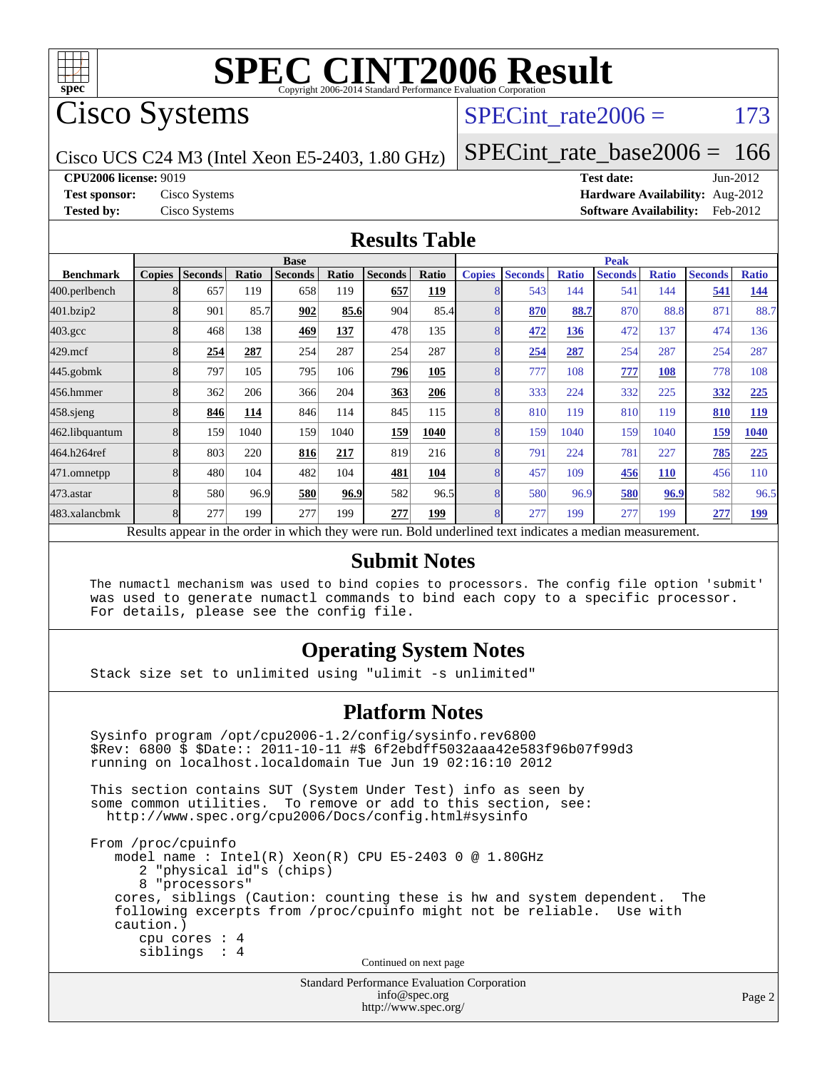# SPEC CINT2006 Result

Copyright 2006-2014 Standard Performance Evaluation Corporation

## Cisco Systems

Cisco UCS C24 M3 (Intel Xeon E5-2403, 1.80 GHz)

SPECint_rate2006 = 173

SPECint_rate_base2006 = 166

**CPU2006 license:** 9019 | **Test date:** Jun-2012
**Test sponsor:** Cisco Systems | **Hardware Availability:** Aug-2012
**Tested by:** Cisco Systems | **Software Availability:** Feb-2012

## Results Table

| Benchmark | Base | | | | | | | Peak | | | | | | |
|---|---|---|---|---|---|---|---|---|---|---|---|---|---|---|
| | Copies | Seconds | Ratio | Seconds | Ratio | Seconds | Ratio | Copies | Seconds | Ratio | Seconds | Ratio | Seconds | Ratio |
| 400.perlbench | 8 | 657 | 119 | 658 | 119 | **657** | **119** | 8 | 543 | 144 | 541 | 144 | **541** | **144** |
| 401.bzip2 | 8 | 901 | 85.7 | **902** | **85.6** | 904 | 85.4 | 8 | **870** | **88.7** | 870 | 88.8 | 871 | 88.7 |
| 403.gcc | 8 | 468 | 138 | **469** | **137** | 478 | 135 | 8 | **472** | **136** | 472 | 137 | 474 | 136 |
| 429.mcf | 8 | **254** | **287** | 254 | 287 | 254 | 287 | 8 | **254** | **287** | 254 | 287 | 254 | 287 |
| 445.gobmk | 8 | 797 | 105 | 795 | 106 | **796** | **105** | 8 | 777 | 108 | **777** | **108** | 778 | 108 |
| 456.hmmer | 8 | 362 | 206 | 366 | 204 | **363** | **206** | 8 | 333 | 224 | 332 | 225 | **332** | **225** |
| 458.sjeng | 8 | **846** | **114** | 846 | 114 | 845 | 115 | 8 | 810 | 119 | 810 | 119 | **810** | **119** |
| 462.libquantum | 8 | 159 | 1040 | 159 | 1040 | **159** | **1040** | 8 | 159 | 1040 | 159 | 1040 | **159** | **1040** |
| 464.h264ref | 8 | 803 | 220 | **816** | **217** | 819 | 216 | 8 | 791 | 224 | 781 | 227 | **785** | **225** |
| 471.omnetpp | 8 | 480 | 104 | 482 | 104 | **481** | **104** | 8 | 457 | 109 | **456** | **110** | 456 | 110 |
| 473.astar | 8 | 580 | 96.9 | **580** | **96.9** | 582 | 96.5 | 8 | 580 | 96.9 | **580** | **96.9** | 582 | 96.5 |
| 483.xalancbmk | 8 | 277 | 199 | 277 | 199 | **277** | **199** | 8 | 277 | 199 | 277 | 199 | **277** | **199** |

Results appear in the order in which they were run. Bold underlined text indicates a median measurement.

## Submit Notes

```
The numactl mechanism was used to bind copies to processors. The config file option 'submit'
was used to generate numactl commands to bind each copy to a specific processor.
For details, please see the config file.
```

## Operating System Notes

```
Stack size set to unlimited using "ulimit -s unlimited"
```

## Platform Notes

```
Sysinfo program /opt/cpu2006-1.2/config/sysinfo.rev6800
$Rev: 6800 $ $Date:: 2011-10-11 #$ 6f2ebdff5032aaa42e583f96b07f99d3
running on localhost.localdomain Tue Jun 19 02:16:10 2012

This section contains SUT (System Under Test) info as seen by
some common utilities.  To remove or add to this section, see:
  http://www.spec.org/cpu2006/Docs/config.html#sysinfo

From /proc/cpuinfo
   model name : Intel(R) Xeon(R) CPU E5-2403 0 @ 1.80GHz
      2 "physical id"s (chips)
      8 "processors"
   cores, siblings (Caution: counting these is hw and system dependent.  The
   following excerpts from /proc/cpuinfo might not be reliable.  Use with
   caution.)
      cpu cores : 4
      siblings  : 4
```

Continued on next page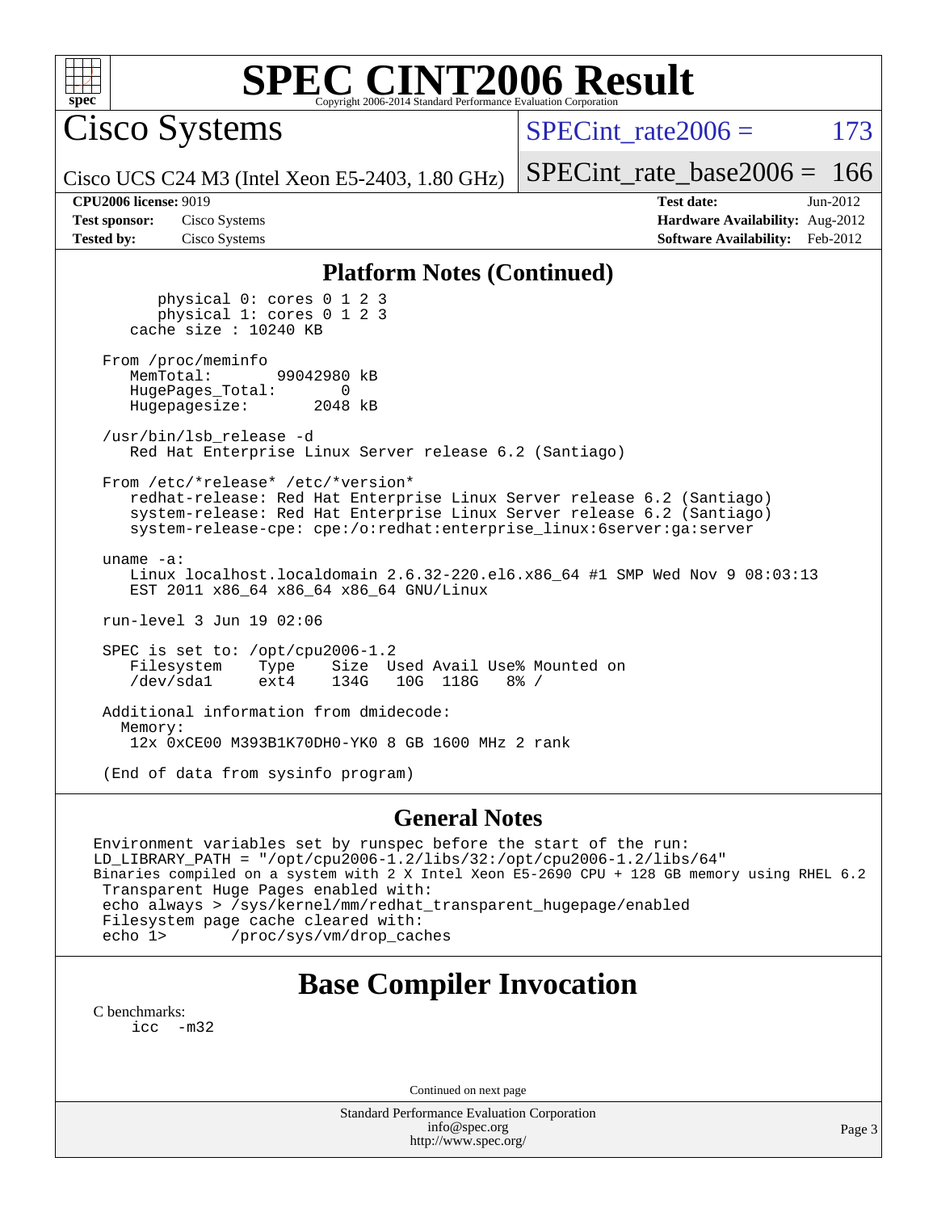# SPEC CINT2006 Result

## Cisco Systems

Cisco UCS C24 M3 (Intel Xeon E5-2403, 1.80 GHz)

SPECint_rate2006 = 173

SPECint_rate_base2006 = 166

**CPU2006 license:** 9019
**Test sponsor:** Cisco Systems
**Tested by:** Cisco Systems

**Test date:** Jun-2012
**Hardware Availability:** Aug-2012
**Software Availability:** Feb-2012

### Platform Notes (Continued)

```
        physical 0: cores 0 1 2 3
        physical 1: cores 0 1 2 3
    cache size : 10240 KB

 From /proc/meminfo
    MemTotal:        99042980 kB
    HugePages_Total:        0
    Hugepagesize:        2048 kB

 /usr/bin/lsb_release -d
    Red Hat Enterprise Linux Server release 6.2 (Santiago)

 From /etc/*release* /etc/*version*
    redhat-release: Red Hat Enterprise Linux Server release 6.2 (Santiago)
    system-release: Red Hat Enterprise Linux Server release 6.2 (Santiago)
    system-release-cpe: cpe:/o:redhat:enterprise_linux:6server:ga:server

 uname -a:
    Linux localhost.localdomain 2.6.32-220.el6.x86_64 #1 SMP Wed Nov 9 08:03:13
    EST 2011 x86_64 x86_64 x86_64 GNU/Linux

 run-level 3 Jun 19 02:06

 SPEC is set to: /opt/cpu2006-1.2
    Filesystem    Type    Size  Used Avail Use% Mounted on
    /dev/sda1     ext4    134G   10G  118G   8% /

 Additional information from dmidecode:
   Memory:
    12x 0xCE00 M393B1K70DH0-YK0 8 GB 1600 MHz 2 rank

 (End of data from sysinfo program)
```

### General Notes

```
Environment variables set by runspec before the start of the run:
LD_LIBRARY_PATH = "/opt/cpu2006-1.2/libs/32:/opt/cpu2006-1.2/libs/64"
Binaries compiled on a system with 2 X Intel Xeon E5-2690 CPU + 128 GB memory using RHEL 6.2
 Transparent Huge Pages enabled with:
 echo always > /sys/kernel/mm/redhat_transparent_hugepage/enabled
 Filesystem page cache cleared with:
 echo 1>       /proc/sys/vm/drop_caches
```

## Base Compiler Invocation

C benchmarks:
    icc -m32

Continued on next page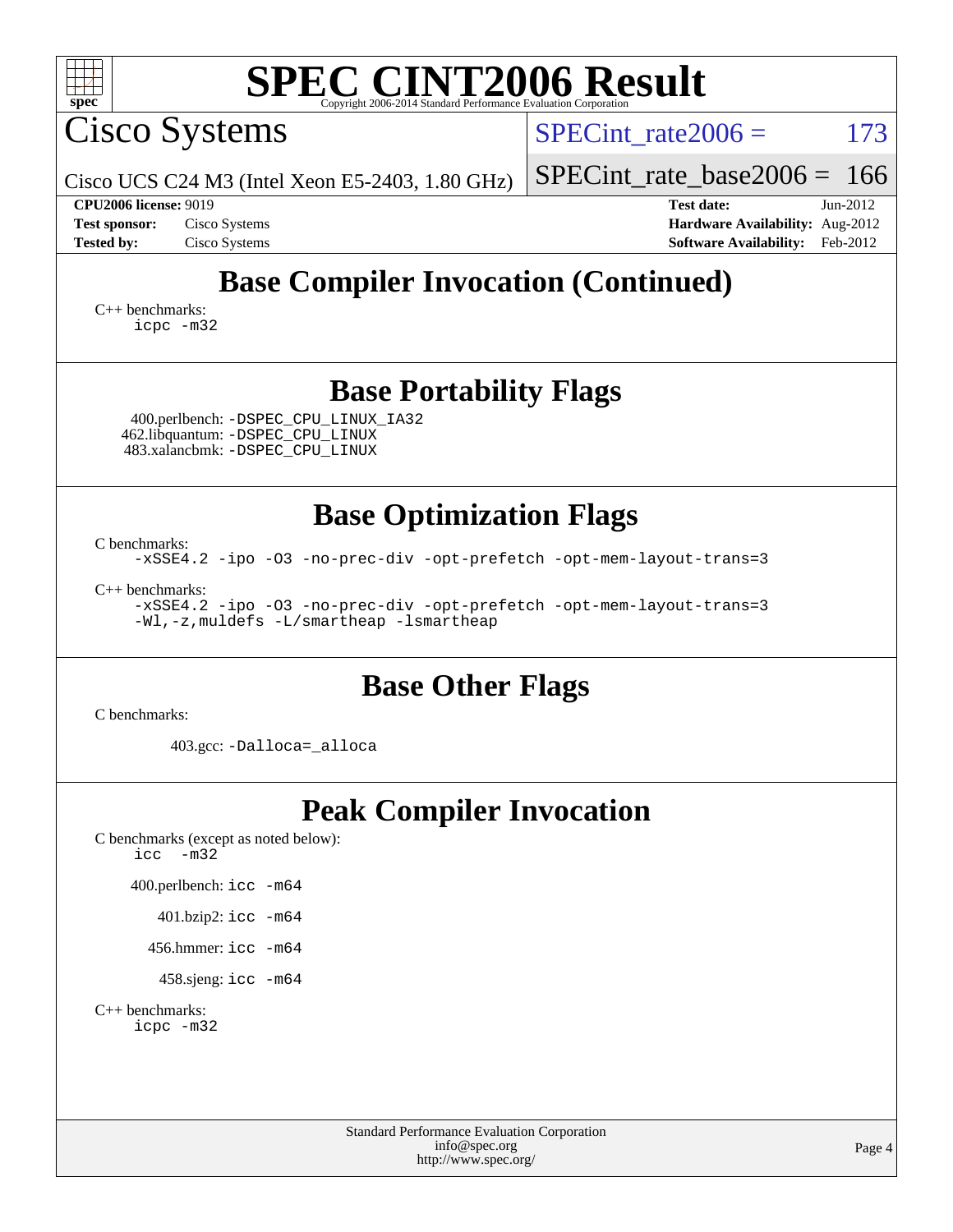# SPEC CINT2006 Result

Copyright 2006-2014 Standard Performance Evaluation Corporation

## Cisco Systems

Cisco UCS C24 M3 (Intel Xeon E5-2403, 1.80 GHz)

SPECint_rate2006 = 173

SPECint_rate_base2006 = 166

| | | | |
|---|---|---|---|
| **CPU2006 license:** 9019 | | **Test date:** | Jun-2012 |
| **Test sponsor:** | Cisco Systems | **Hardware Availability:** | Aug-2012 |
| **Tested by:** | Cisco Systems | **Software Availability:** | Feb-2012 |

## Base Compiler Invocation (Continued)

C++ benchmarks:
```
icpc -m32
```

## Base Portability Flags

400.perlbench: `-DSPEC_CPU_LINUX_IA32`
462.libquantum: `-DSPEC_CPU_LINUX`
483.xalancbmk: `-DSPEC_CPU_LINUX`

## Base Optimization Flags

C benchmarks:
```
-xSSE4.2 -ipo -O3 -no-prec-div -opt-prefetch -opt-mem-layout-trans=3
```

C++ benchmarks:
```
-xSSE4.2 -ipo -O3 -no-prec-div -opt-prefetch -opt-mem-layout-trans=3
-Wl,-z,muldefs -L/smartheap -lsmartheap
```

## Base Other Flags

C benchmarks:

403.gcc: `-Dalloca=_alloca`

## Peak Compiler Invocation

C benchmarks (except as noted below):
```
icc  -m32
```

400.perlbench: `icc -m64`

401.bzip2: `icc -m64`

456.hmmer: `icc -m64`

458.sjeng: `icc -m64`

C++ benchmarks:
```
icpc -m32
```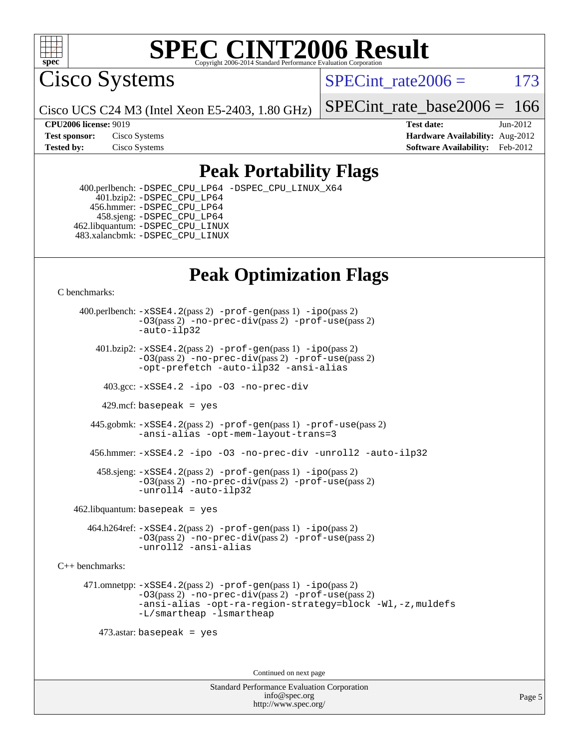# SPEC CINT2006 Result

Copyright 2006-2014 Standard Performance Evaluation Corporation

## Cisco Systems

Cisco UCS C24 M3 (Intel Xeon E5-2403, 1.80 GHz)

SPECint_rate2006 = 173

SPECint_rate_base2006 = 166

**CPU2006 license:** 9019
**Test sponsor:** Cisco Systems
**Tested by:** Cisco Systems

**Test date:** Jun-2012
**Hardware Availability:** Aug-2012
**Software Availability:** Feb-2012

## Peak Portability Flags

400.perlbench: `-DSPEC_CPU_LP64 -DSPEC_CPU_LINUX_X64`
401.bzip2: `-DSPEC_CPU_LP64`
456.hmmer: `-DSPEC_CPU_LP64`
458.sjeng: `-DSPEC_CPU_LP64`
462.libquantum: `-DSPEC_CPU_LINUX`
483.xalancbmk: `-DSPEC_CPU_LINUX`

## Peak Optimization Flags

C benchmarks:

400.perlbench: `-xSSE4.2`(pass 2) `-prof-gen`(pass 1) `-ipo`(pass 2) `-O3`(pass 2) `-no-prec-div`(pass 2) `-prof-use`(pass 2) `-auto-ilp32`

401.bzip2: `-xSSE4.2`(pass 2) `-prof-gen`(pass 1) `-ipo`(pass 2) `-O3`(pass 2) `-no-prec-div`(pass 2) `-prof-use`(pass 2) `-opt-prefetch -auto-ilp32 -ansi-alias`

403.gcc: `-xSSE4.2 -ipo -O3 -no-prec-div`

429.mcf: `basepeak = yes`

445.gobmk: `-xSSE4.2`(pass 2) `-prof-gen`(pass 1) `-prof-use`(pass 2) `-ansi-alias -opt-mem-layout-trans=3`

456.hmmer: `-xSSE4.2 -ipo -O3 -no-prec-div -unroll2 -auto-ilp32`

458.sjeng: `-xSSE4.2`(pass 2) `-prof-gen`(pass 1) `-ipo`(pass 2) `-O3`(pass 2) `-no-prec-div`(pass 2) `-prof-use`(pass 2) `-unroll4 -auto-ilp32`

462.libquantum: `basepeak = yes`

464.h264ref: `-xSSE4.2`(pass 2) `-prof-gen`(pass 1) `-ipo`(pass 2) `-O3`(pass 2) `-no-prec-div`(pass 2) `-prof-use`(pass 2) `-unroll2 -ansi-alias`

C++ benchmarks:

471.omnetpp: `-xSSE4.2`(pass 2) `-prof-gen`(pass 1) `-ipo`(pass 2) `-O3`(pass 2) `-no-prec-div`(pass 2) `-prof-use`(pass 2) `-ansi-alias -opt-ra-region-strategy=block -Wl,-z,muldefs -L/smartheap -lsmartheap`

473.astar: `basepeak = yes`

Continued on next page

Standard Performance Evaluation Corporation
info@spec.org
http://www.spec.org/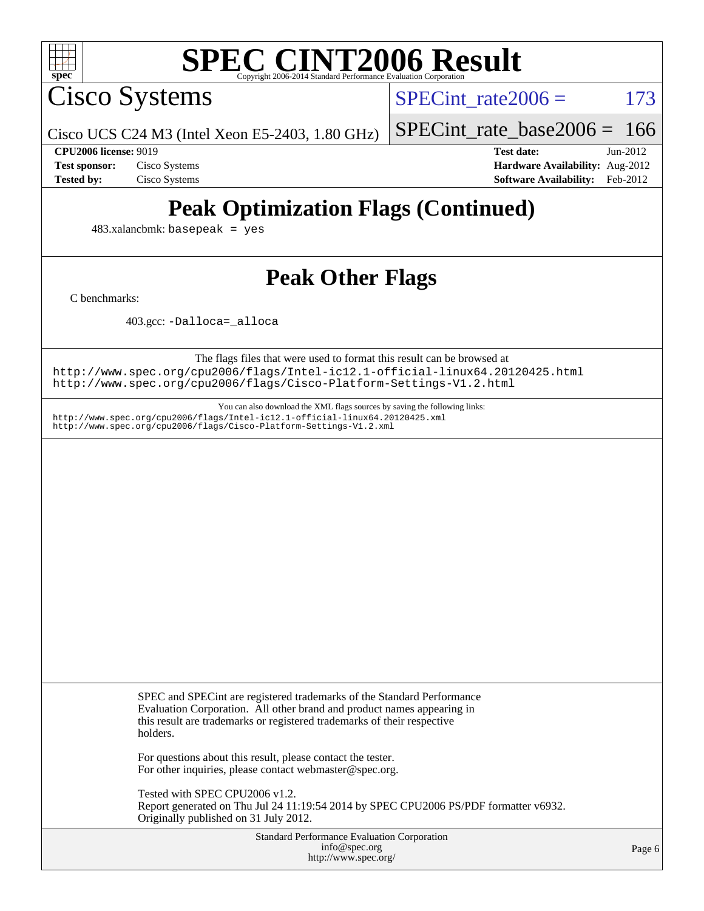# SPEC CINT2006 Result

Copyright 2006-2014 Standard Performance Evaluation Corporation

Cisco Systems

Cisco UCS C24 M3 (Intel Xeon E5-2403, 1.80 GHz)

SPECint_rate2006 = 173

SPECint_rate_base2006 = 166

**CPU2006 license:** 9019
**Test sponsor:** Cisco Systems
**Tested by:** Cisco Systems

**Test date:** Jun-2012
**Hardware Availability:** Aug-2012
**Software Availability:** Feb-2012

## Peak Optimization Flags (Continued)

483.xalancbmk: basepeak = yes

## Peak Other Flags

C benchmarks:

403.gcc: -Dalloca=_alloca

The flags files that were used to format this result can be browsed at
http://www.spec.org/cpu2006/flags/Intel-ic12.1-official-linux64.20120425.html
http://www.spec.org/cpu2006/flags/Cisco-Platform-Settings-V1.2.html

You can also download the XML flags sources by saving the following links:
http://www.spec.org/cpu2006/flags/Intel-ic12.1-official-linux64.20120425.xml
http://www.spec.org/cpu2006/flags/Cisco-Platform-Settings-V1.2.xml

SPEC and SPECint are registered trademarks of the Standard Performance Evaluation Corporation. All other brand and product names appearing in this result are trademarks or registered trademarks of their respective holders.

For questions about this result, please contact the tester.
For other inquiries, please contact webmaster@spec.org.

Tested with SPEC CPU2006 v1.2.
Report generated on Thu Jul 24 11:19:54 2014 by SPEC CPU2006 PS/PDF formatter v6932.
Originally published on 31 July 2012.

Standard Performance Evaluation Corporation
info@spec.org
http://www.spec.org/